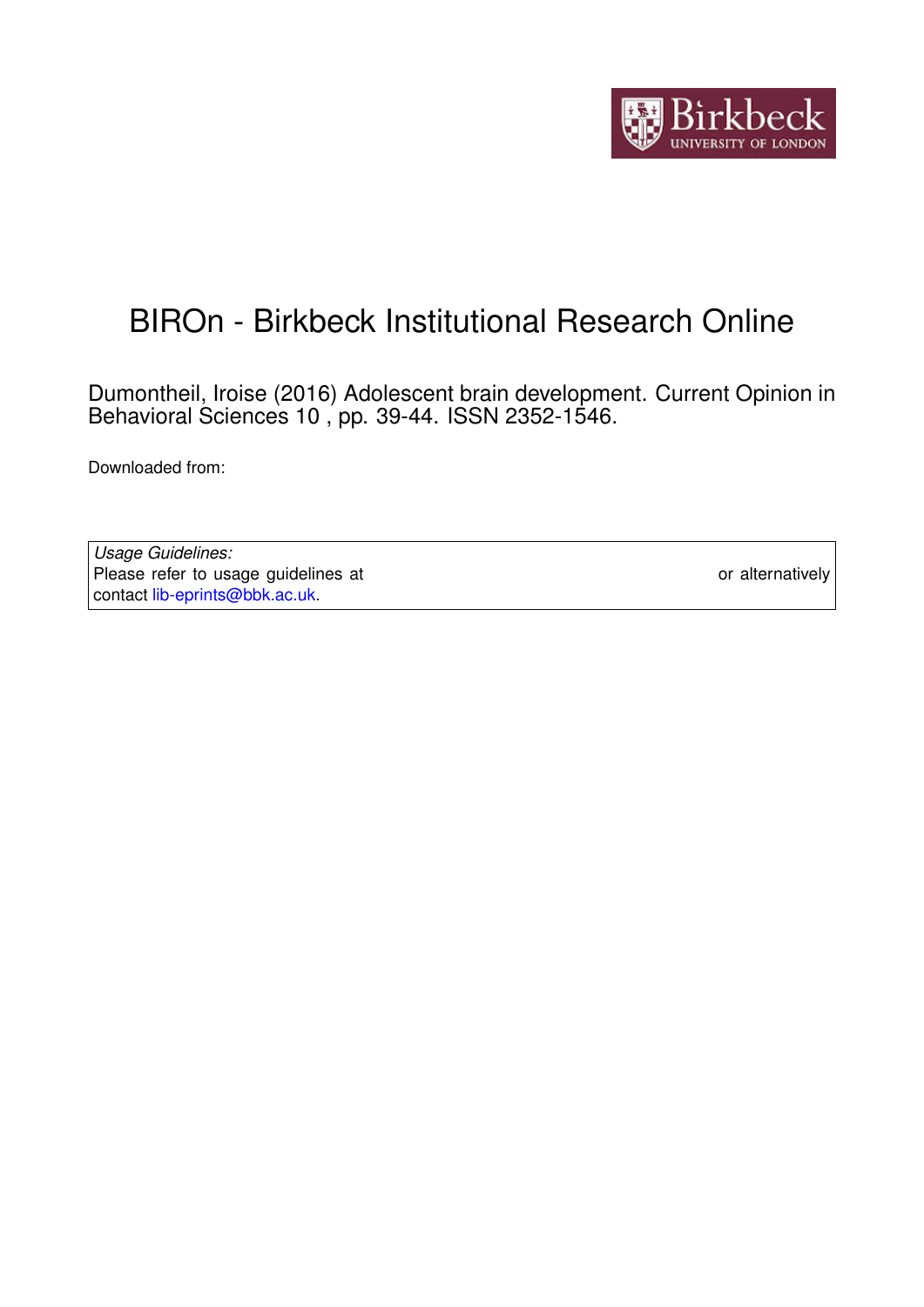# BIROn - Birkbeck Institutional Research Online

Dumontheil, Iroise (2016) Adolescent brain development. Current Opinion in Behavioral Sciences 10 , pp. 39-44. ISSN 2352-1546.

Downloaded from:

*Usage Guidelines:*
Please refer to usage guidelines at or alternatively contact lib-eprints@bbk.ac.uk.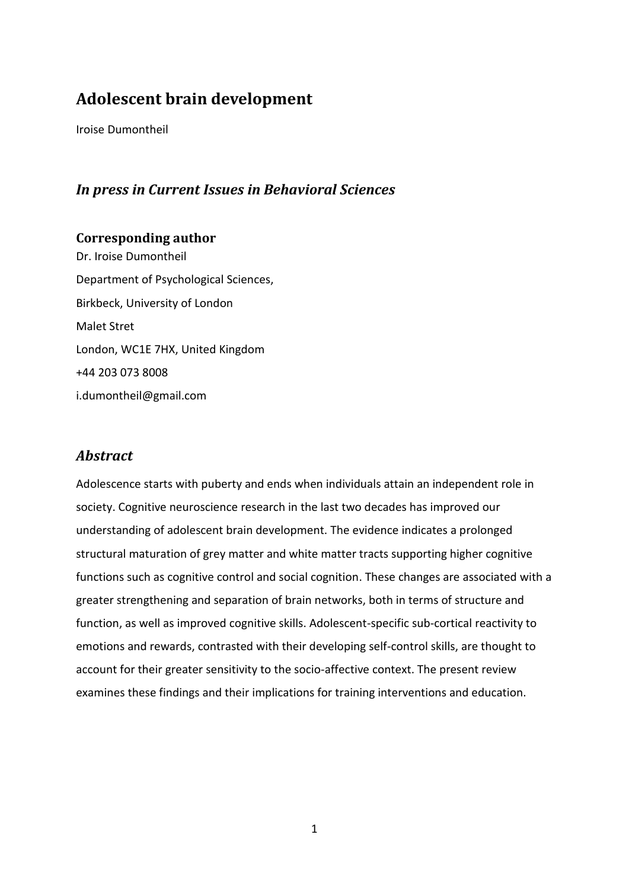# Adolescent brain development

Iroise Dumontheil

## *In press in Current Issues in Behavioral Sciences*

### Corresponding author

Dr. Iroise Dumontheil

Department of Psychological Sciences,

Birkbeck, University of London

Malet Stret

London, WC1E 7HX, United Kingdom

+44 203 073 8008

i.dumontheil@gmail.com

## *Abstract*

Adolescence starts with puberty and ends when individuals attain an independent role in society. Cognitive neuroscience research in the last two decades has improved our understanding of adolescent brain development. The evidence indicates a prolonged structural maturation of grey matter and white matter tracts supporting higher cognitive functions such as cognitive control and social cognition. These changes are associated with a greater strengthening and separation of brain networks, both in terms of structure and function, as well as improved cognitive skills. Adolescent-specific sub-cortical reactivity to emotions and rewards, contrasted with their developing self-control skills, are thought to account for their greater sensitivity to the socio-affective context. The present review examines these findings and their implications for training interventions and education.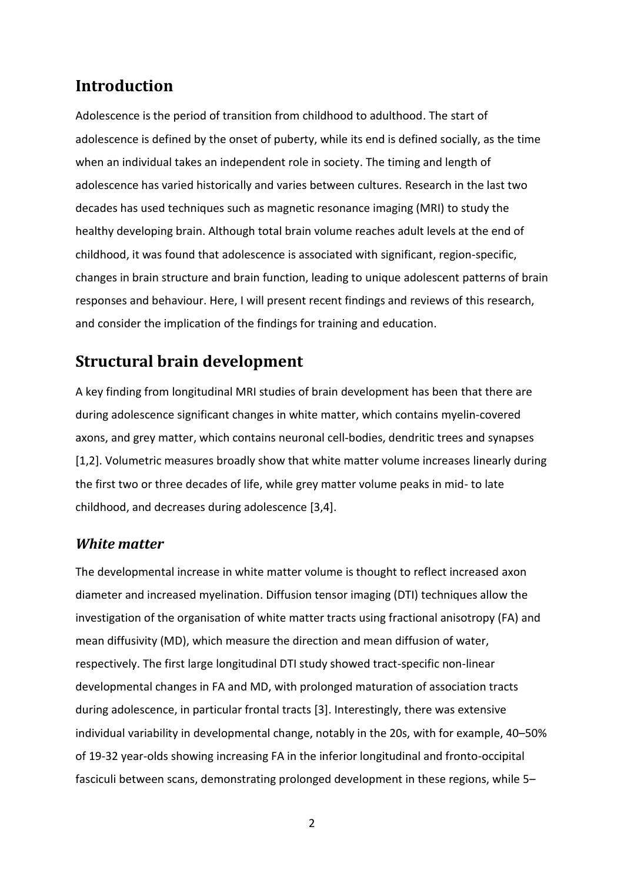## Introduction

Adolescence is the period of transition from childhood to adulthood. The start of adolescence is defined by the onset of puberty, while its end is defined socially, as the time when an individual takes an independent role in society. The timing and length of adolescence has varied historically and varies between cultures. Research in the last two decades has used techniques such as magnetic resonance imaging (MRI) to study the healthy developing brain. Although total brain volume reaches adult levels at the end of childhood, it was found that adolescence is associated with significant, region-specific, changes in brain structure and brain function, leading to unique adolescent patterns of brain responses and behaviour. Here, I will present recent findings and reviews of this research, and consider the implication of the findings for training and education.

## Structural brain development

A key finding from longitudinal MRI studies of brain development has been that there are during adolescence significant changes in white matter, which contains myelin-covered axons, and grey matter, which contains neuronal cell-bodies, dendritic trees and synapses [1,2]. Volumetric measures broadly show that white matter volume increases linearly during the first two or three decades of life, while grey matter volume peaks in mid- to late childhood, and decreases during adolescence [3,4].

### *White matter*

The developmental increase in white matter volume is thought to reflect increased axon diameter and increased myelination. Diffusion tensor imaging (DTI) techniques allow the investigation of the organisation of white matter tracts using fractional anisotropy (FA) and mean diffusivity (MD), which measure the direction and mean diffusion of water, respectively. The first large longitudinal DTI study showed tract-specific non-linear developmental changes in FA and MD, with prolonged maturation of association tracts during adolescence, in particular frontal tracts [3]. Interestingly, there was extensive individual variability in developmental change, notably in the 20s, with for example, 40–50% of 19-32 year-olds showing increasing FA in the inferior longitudinal and fronto-occipital fasciculi between scans, demonstrating prolonged development in these regions, while 5–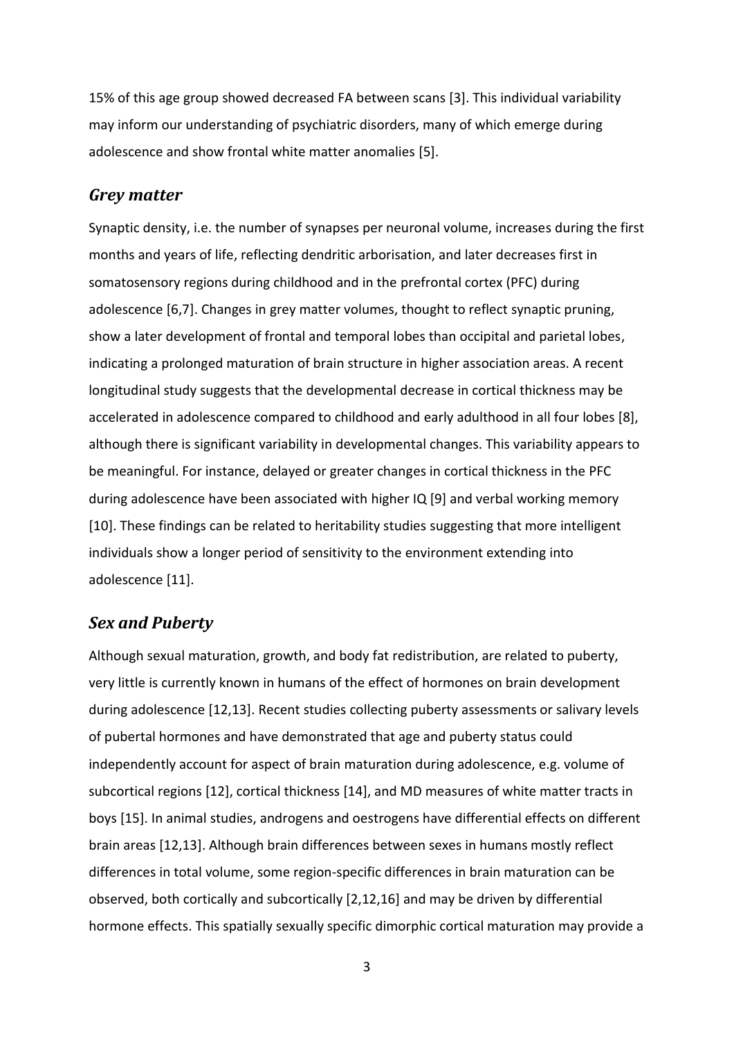15% of this age group showed decreased FA between scans [3]. This individual variability may inform our understanding of psychiatric disorders, many of which emerge during adolescence and show frontal white matter anomalies [5].

## *Grey matter*

Synaptic density, i.e. the number of synapses per neuronal volume, increases during the first months and years of life, reflecting dendritic arborisation, and later decreases first in somatosensory regions during childhood and in the prefrontal cortex (PFC) during adolescence [6,7]. Changes in grey matter volumes, thought to reflect synaptic pruning, show a later development of frontal and temporal lobes than occipital and parietal lobes, indicating a prolonged maturation of brain structure in higher association areas. A recent longitudinal study suggests that the developmental decrease in cortical thickness may be accelerated in adolescence compared to childhood and early adulthood in all four lobes [8], although there is significant variability in developmental changes. This variability appears to be meaningful. For instance, delayed or greater changes in cortical thickness in the PFC during adolescence have been associated with higher IQ [9] and verbal working memory [10]. These findings can be related to heritability studies suggesting that more intelligent individuals show a longer period of sensitivity to the environment extending into adolescence [11].

## *Sex and Puberty*

Although sexual maturation, growth, and body fat redistribution, are related to puberty, very little is currently known in humans of the effect of hormones on brain development during adolescence [12,13]. Recent studies collecting puberty assessments or salivary levels of pubertal hormones and have demonstrated that age and puberty status could independently account for aspect of brain maturation during adolescence, e.g. volume of subcortical regions [12], cortical thickness [14], and MD measures of white matter tracts in boys [15]. In animal studies, androgens and oestrogens have differential effects on different brain areas [12,13]. Although brain differences between sexes in humans mostly reflect differences in total volume, some region-specific differences in brain maturation can be observed, both cortically and subcortically [2,12,16] and may be driven by differential hormone effects. This spatially sexually specific dimorphic cortical maturation may provide a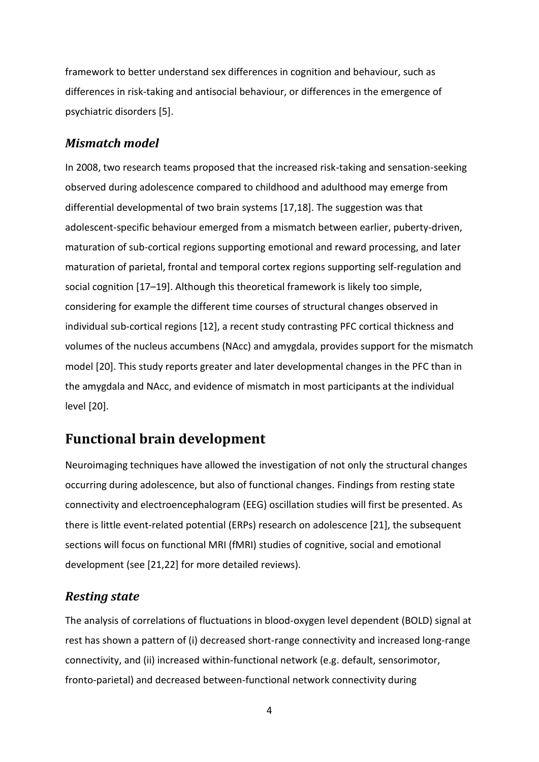framework to better understand sex differences in cognition and behaviour, such as differences in risk-taking and antisocial behaviour, or differences in the emergence of psychiatric disorders [5].

### *Mismatch model*

In 2008, two research teams proposed that the increased risk-taking and sensation-seeking observed during adolescence compared to childhood and adulthood may emerge from differential developmental of two brain systems [17,18]. The suggestion was that adolescent-specific behaviour emerged from a mismatch between earlier, puberty-driven, maturation of sub-cortical regions supporting emotional and reward processing, and later maturation of parietal, frontal and temporal cortex regions supporting self-regulation and social cognition [17–19]. Although this theoretical framework is likely too simple, considering for example the different time courses of structural changes observed in individual sub-cortical regions [12], a recent study contrasting PFC cortical thickness and volumes of the nucleus accumbens (NAcc) and amygdala, provides support for the mismatch model [20]. This study reports greater and later developmental changes in the PFC than in the amygdala and NAcc, and evidence of mismatch in most participants at the individual level [20].

## Functional brain development

Neuroimaging techniques have allowed the investigation of not only the structural changes occurring during adolescence, but also of functional changes. Findings from resting state connectivity and electroencephalogram (EEG) oscillation studies will first be presented. As there is little event-related potential (ERPs) research on adolescence [21], the subsequent sections will focus on functional MRI (fMRI) studies of cognitive, social and emotional development (see [21,22] for more detailed reviews).

### *Resting state*

The analysis of correlations of fluctuations in blood-oxygen level dependent (BOLD) signal at rest has shown a pattern of (i) decreased short-range connectivity and increased long-range connectivity, and (ii) increased within-functional network (e.g. default, sensorimotor, fronto-parietal) and decreased between-functional network connectivity during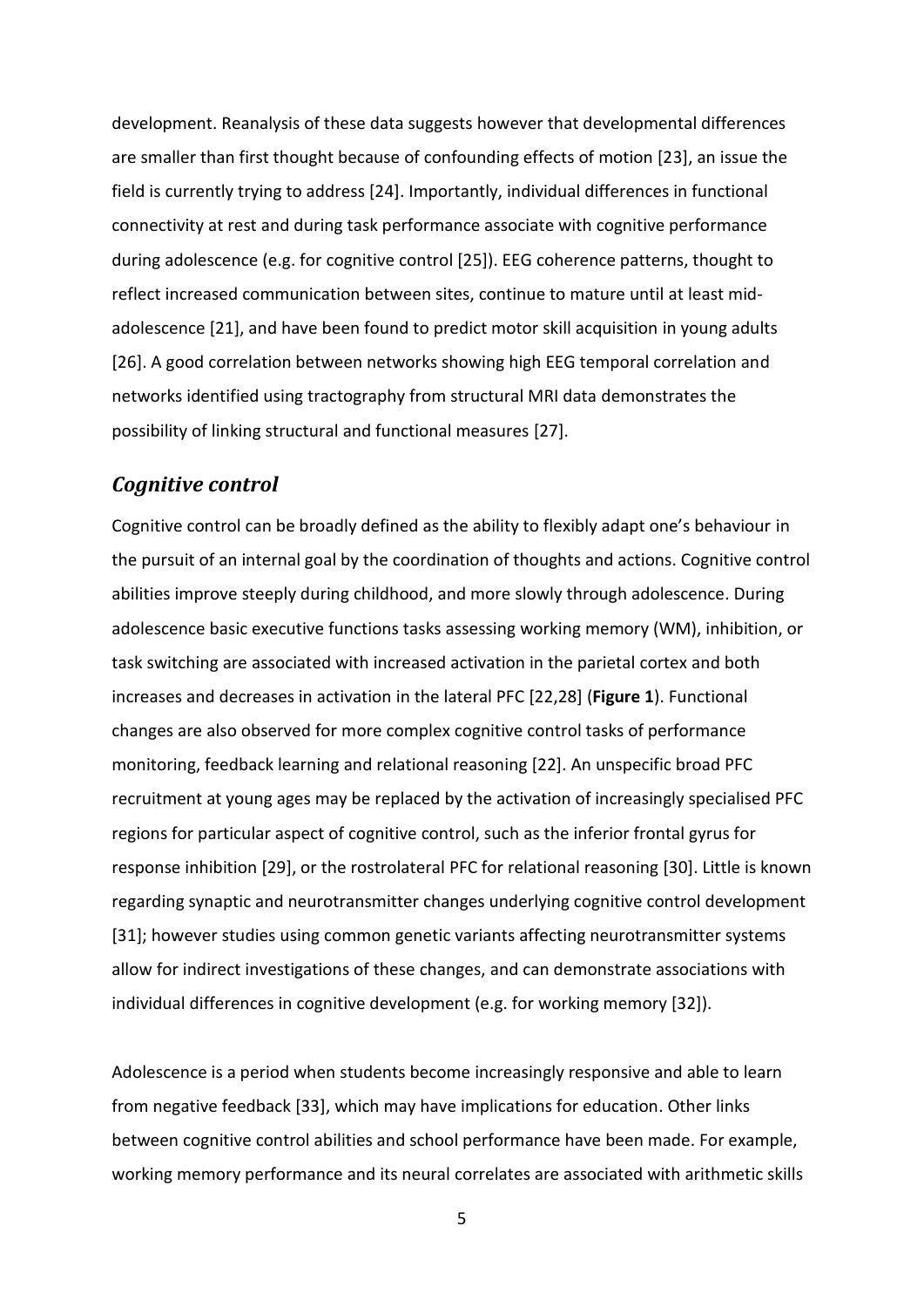development. Reanalysis of these data suggests however that developmental differences are smaller than first thought because of confounding effects of motion [23], an issue the field is currently trying to address [24]. Importantly, individual differences in functional connectivity at rest and during task performance associate with cognitive performance during adolescence (e.g. for cognitive control [25]). EEG coherence patterns, thought to reflect increased communication between sites, continue to mature until at least mid-adolescence [21], and have been found to predict motor skill acquisition in young adults [26]. A good correlation between networks showing high EEG temporal correlation and networks identified using tractography from structural MRI data demonstrates the possibility of linking structural and functional measures [27].

## *Cognitive control*

Cognitive control can be broadly defined as the ability to flexibly adapt one's behaviour in the pursuit of an internal goal by the coordination of thoughts and actions. Cognitive control abilities improve steeply during childhood, and more slowly through adolescence. During adolescence basic executive functions tasks assessing working memory (WM), inhibition, or task switching are associated with increased activation in the parietal cortex and both increases and decreases in activation in the lateral PFC [22,28] (**Figure 1**). Functional changes are also observed for more complex cognitive control tasks of performance monitoring, feedback learning and relational reasoning [22]. An unspecific broad PFC recruitment at young ages may be replaced by the activation of increasingly specialised PFC regions for particular aspect of cognitive control, such as the inferior frontal gyrus for response inhibition [29], or the rostrolateral PFC for relational reasoning [30]. Little is known regarding synaptic and neurotransmitter changes underlying cognitive control development [31]; however studies using common genetic variants affecting neurotransmitter systems allow for indirect investigations of these changes, and can demonstrate associations with individual differences in cognitive development (e.g. for working memory [32]).

Adolescence is a period when students become increasingly responsive and able to learn from negative feedback [33], which may have implications for education. Other links between cognitive control abilities and school performance have been made. For example, working memory performance and its neural correlates are associated with arithmetic skills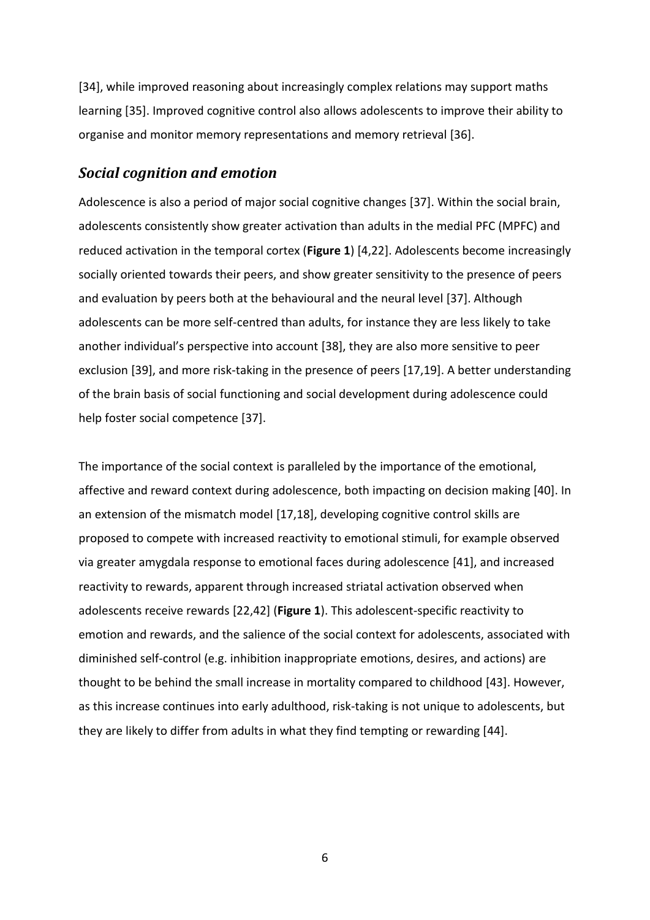[34], while improved reasoning about increasingly complex relations may support maths learning [35]. Improved cognitive control also allows adolescents to improve their ability to organise and monitor memory representations and memory retrieval [36].

## *Social cognition and emotion*

Adolescence is also a period of major social cognitive changes [37]. Within the social brain, adolescents consistently show greater activation than adults in the medial PFC (MPFC) and reduced activation in the temporal cortex (**Figure 1**) [4,22]. Adolescents become increasingly socially oriented towards their peers, and show greater sensitivity to the presence of peers and evaluation by peers both at the behavioural and the neural level [37]. Although adolescents can be more self-centred than adults, for instance they are less likely to take another individual's perspective into account [38], they are also more sensitive to peer exclusion [39], and more risk-taking in the presence of peers [17,19]. A better understanding of the brain basis of social functioning and social development during adolescence could help foster social competence [37].

The importance of the social context is paralleled by the importance of the emotional, affective and reward context during adolescence, both impacting on decision making [40]. In an extension of the mismatch model [17,18], developing cognitive control skills are proposed to compete with increased reactivity to emotional stimuli, for example observed via greater amygdala response to emotional faces during adolescence [41], and increased reactivity to rewards, apparent through increased striatal activation observed when adolescents receive rewards [22,42] (**Figure 1**). This adolescent-specific reactivity to emotion and rewards, and the salience of the social context for adolescents, associated with diminished self-control (e.g. inhibition inappropriate emotions, desires, and actions) are thought to be behind the small increase in mortality compared to childhood [43]. However, as this increase continues into early adulthood, risk-taking is not unique to adolescents, but they are likely to differ from adults in what they find tempting or rewarding [44].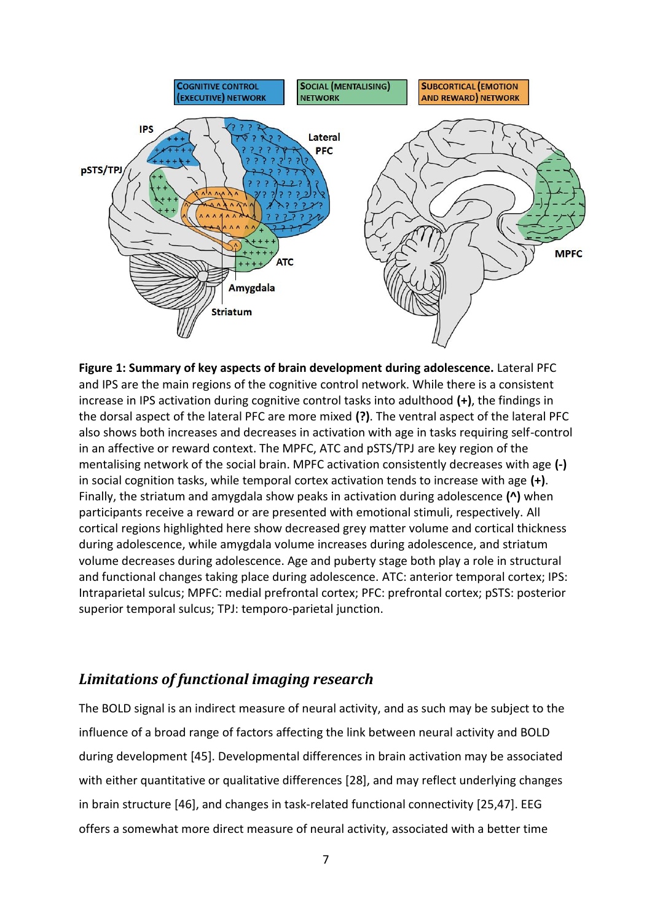**Figure 1: Summary of key aspects of brain development during adolescence.** Lateral PFC and IPS are the main regions of the cognitive control network. While there is a consistent increase in IPS activation during cognitive control tasks into adulthood **(+)**, the findings in the dorsal aspect of the lateral PFC are more mixed **(?)**. The ventral aspect of the lateral PFC also shows both increases and decreases in activation with age in tasks requiring self-control in an affective or reward context. The MPFC, ATC and pSTS/TPJ are key region of the mentalising network of the social brain. MPFC activation consistently decreases with age **(-)** in social cognition tasks, while temporal cortex activation tends to increase with age **(+)**. Finally, the striatum and amygdala show peaks in activation during adolescence **(^)** when participants receive a reward or are presented with emotional stimuli, respectively. All cortical regions highlighted here show decreased grey matter volume and cortical thickness during adolescence, while amygdala volume increases during adolescence, and striatum volume decreases during adolescence. Age and puberty stage both play a role in structural and functional changes taking place during adolescence. ATC: anterior temporal cortex; IPS: Intraparietal sulcus; MPFC: medial prefrontal cortex; PFC: prefrontal cortex; pSTS: posterior superior temporal sulcus; TPJ: temporo-parietal junction.

## *Limitations of functional imaging research*

The BOLD signal is an indirect measure of neural activity, and as such may be subject to the influence of a broad range of factors affecting the link between neural activity and BOLD during development [45]. Developmental differences in brain activation may be associated with either quantitative or qualitative differences [28], and may reflect underlying changes in brain structure [46], and changes in task-related functional connectivity [25,47]. EEG offers a somewhat more direct measure of neural activity, associated with a better time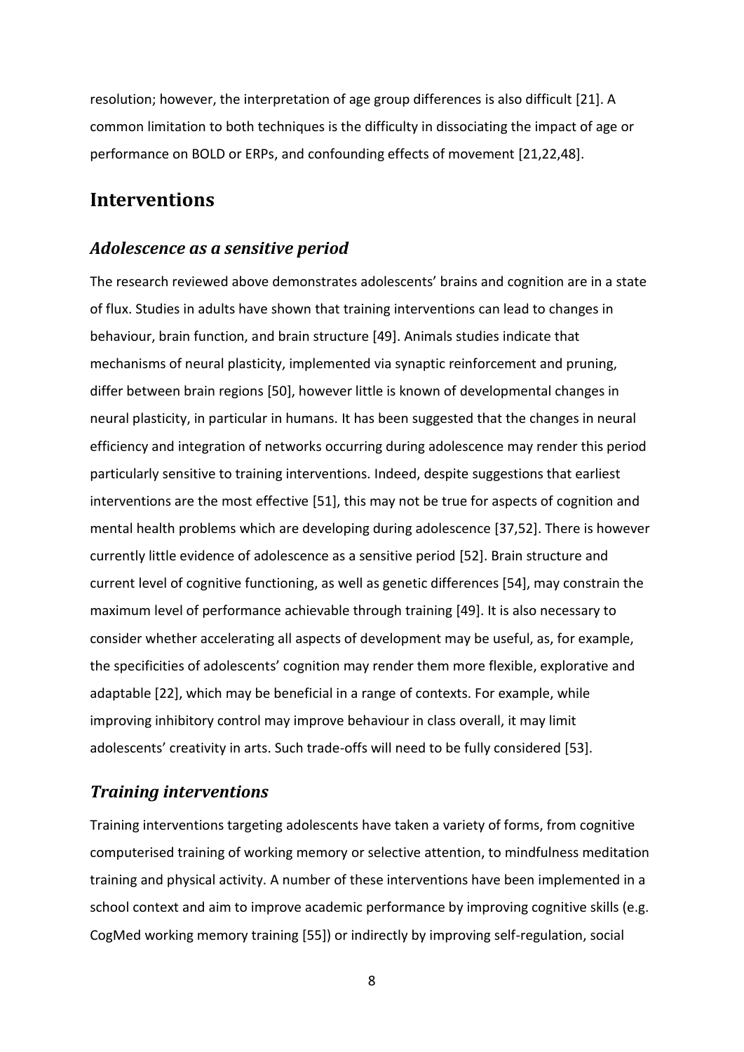resolution; however, the interpretation of age group differences is also difficult [21]. A common limitation to both techniques is the difficulty in dissociating the impact of age or performance on BOLD or ERPs, and confounding effects of movement [21,22,48].

## Interventions

### *Adolescence as a sensitive period*

The research reviewed above demonstrates adolescents' brains and cognition are in a state of flux. Studies in adults have shown that training interventions can lead to changes in behaviour, brain function, and brain structure [49]. Animals studies indicate that mechanisms of neural plasticity, implemented via synaptic reinforcement and pruning, differ between brain regions [50], however little is known of developmental changes in neural plasticity, in particular in humans. It has been suggested that the changes in neural efficiency and integration of networks occurring during adolescence may render this period particularly sensitive to training interventions. Indeed, despite suggestions that earliest interventions are the most effective [51], this may not be true for aspects of cognition and mental health problems which are developing during adolescence [37,52]. There is however currently little evidence of adolescence as a sensitive period [52]. Brain structure and current level of cognitive functioning, as well as genetic differences [54], may constrain the maximum level of performance achievable through training [49]. It is also necessary to consider whether accelerating all aspects of development may be useful, as, for example, the specificities of adolescents' cognition may render them more flexible, explorative and adaptable [22], which may be beneficial in a range of contexts. For example, while improving inhibitory control may improve behaviour in class overall, it may limit adolescents' creativity in arts. Such trade-offs will need to be fully considered [53].

### *Training interventions*

Training interventions targeting adolescents have taken a variety of forms, from cognitive computerised training of working memory or selective attention, to mindfulness meditation training and physical activity. A number of these interventions have been implemented in a school context and aim to improve academic performance by improving cognitive skills (e.g. CogMed working memory training [55]) or indirectly by improving self-regulation, social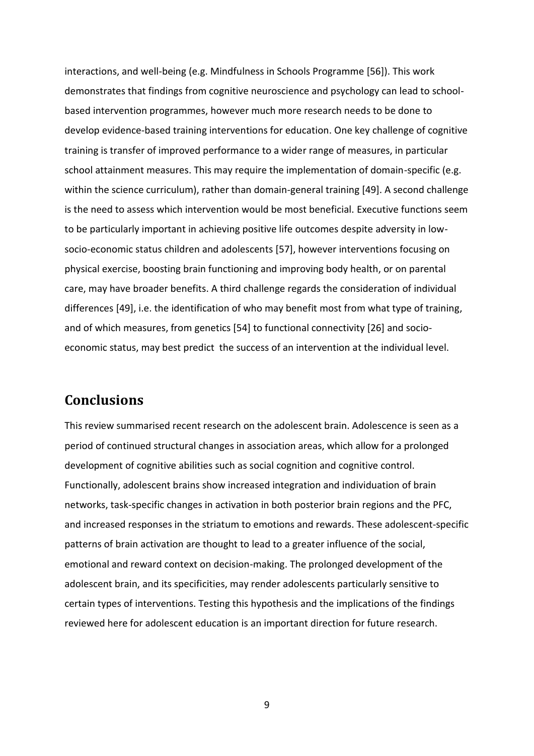interactions, and well-being (e.g. Mindfulness in Schools Programme [56]). This work demonstrates that findings from cognitive neuroscience and psychology can lead to school-based intervention programmes, however much more research needs to be done to develop evidence-based training interventions for education. One key challenge of cognitive training is transfer of improved performance to a wider range of measures, in particular school attainment measures. This may require the implementation of domain-specific (e.g. within the science curriculum), rather than domain-general training [49]. A second challenge is the need to assess which intervention would be most beneficial. Executive functions seem to be particularly important in achieving positive life outcomes despite adversity in low-socio-economic status children and adolescents [57], however interventions focusing on physical exercise, boosting brain functioning and improving body health, or on parental care, may have broader benefits. A third challenge regards the consideration of individual differences [49], i.e. the identification of who may benefit most from what type of training, and of which measures, from genetics [54] to functional connectivity [26] and socio-economic status, may best predict the success of an intervention at the individual level.

## Conclusions

This review summarised recent research on the adolescent brain. Adolescence is seen as a period of continued structural changes in association areas, which allow for a prolonged development of cognitive abilities such as social cognition and cognitive control. Functionally, adolescent brains show increased integration and individuation of brain networks, task-specific changes in activation in both posterior brain regions and the PFC, and increased responses in the striatum to emotions and rewards. These adolescent-specific patterns of brain activation are thought to lead to a greater influence of the social, emotional and reward context on decision-making. The prolonged development of the adolescent brain, and its specificities, may render adolescents particularly sensitive to certain types of interventions. Testing this hypothesis and the implications of the findings reviewed here for adolescent education is an important direction for future research.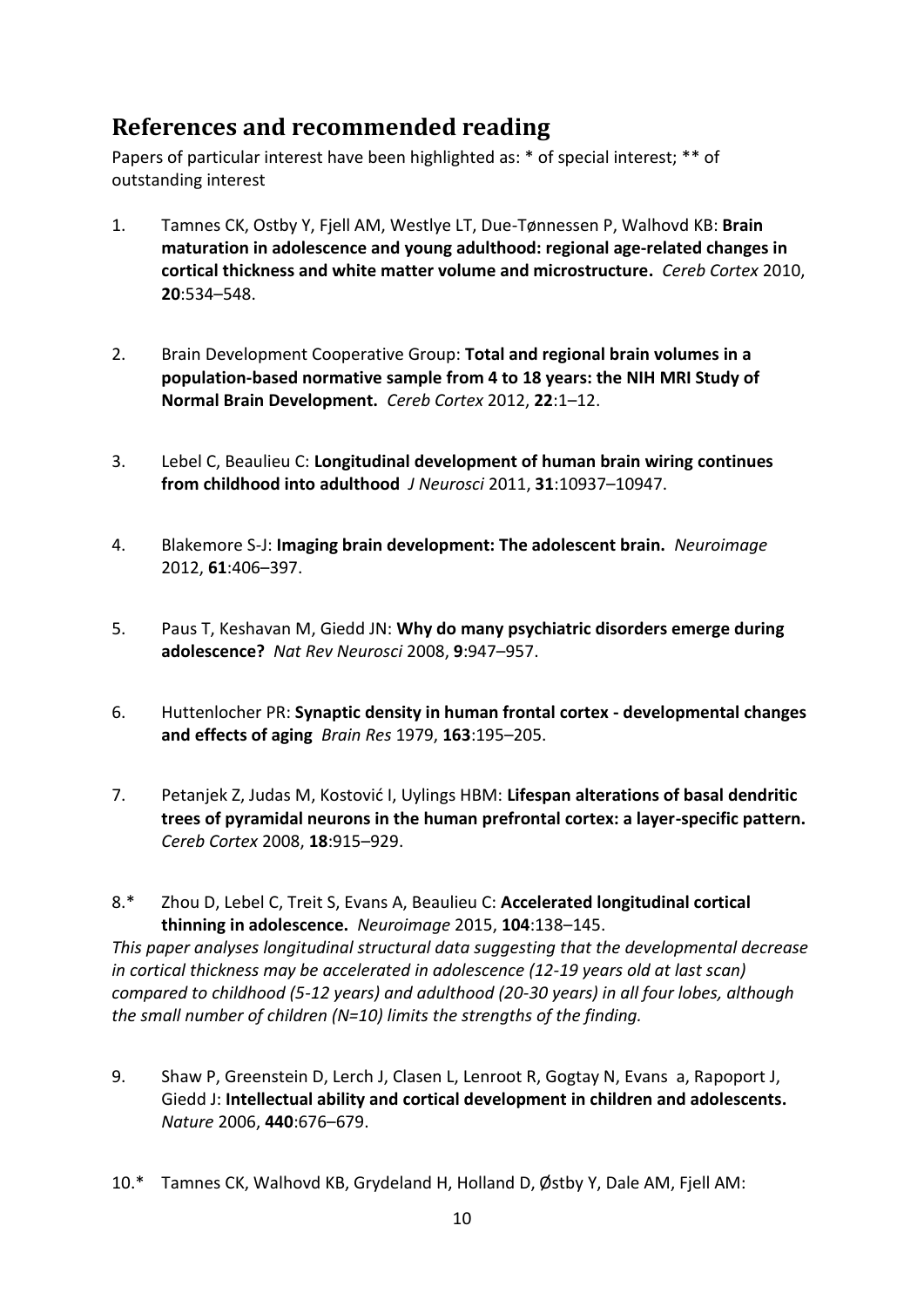## References and recommended reading

Papers of particular interest have been highlighted as: * of special interest; ** of outstanding interest

1. Tamnes CK, Ostby Y, Fjell AM, Westlye LT, Due-Tønnessen P, Walhovd KB: **Brain maturation in adolescence and young adulthood: regional age-related changes in cortical thickness and white matter volume and microstructure.** *Cereb Cortex* 2010, **20**:534–548.

2. Brain Development Cooperative Group: **Total and regional brain volumes in a population-based normative sample from 4 to 18 years: the NIH MRI Study of Normal Brain Development.** *Cereb Cortex* 2012, **22**:1–12.

3. Lebel C, Beaulieu C: **Longitudinal development of human brain wiring continues from childhood into adulthood** *J Neurosci* 2011, **31**:10937–10947.

4. Blakemore S-J: **Imaging brain development: The adolescent brain.** *Neuroimage* 2012, **61**:406–397.

5. Paus T, Keshavan M, Giedd JN: **Why do many psychiatric disorders emerge during adolescence?** *Nat Rev Neurosci* 2008, **9**:947–957.

6. Huttenlocher PR: **Synaptic density in human frontal cortex - developmental changes and effects of aging** *Brain Res* 1979, **163**:195–205.

7. Petanjek Z, Judas M, Kostović I, Uylings HBM: **Lifespan alterations of basal dendritic trees of pyramidal neurons in the human prefrontal cortex: a layer-specific pattern.** *Cereb Cortex* 2008, **18**:915–929.

8.* Zhou D, Lebel C, Treit S, Evans A, Beaulieu C: **Accelerated longitudinal cortical thinning in adolescence.** *Neuroimage* 2015, **104**:138–145.
*This paper analyses longitudinal structural data suggesting that the developmental decrease in cortical thickness may be accelerated in adolescence (12-19 years old at last scan) compared to childhood (5-12 years) and adulthood (20-30 years) in all four lobes, although the small number of children (N=10) limits the strengths of the finding.*

9. Shaw P, Greenstein D, Lerch J, Clasen L, Lenroot R, Gogtay N, Evans a, Rapoport J, Giedd J: **Intellectual ability and cortical development in children and adolescents.** *Nature* 2006, **440**:676–679.

10.* Tamnes CK, Walhovd KB, Grydeland H, Holland D, Østby Y, Dale AM, Fjell AM: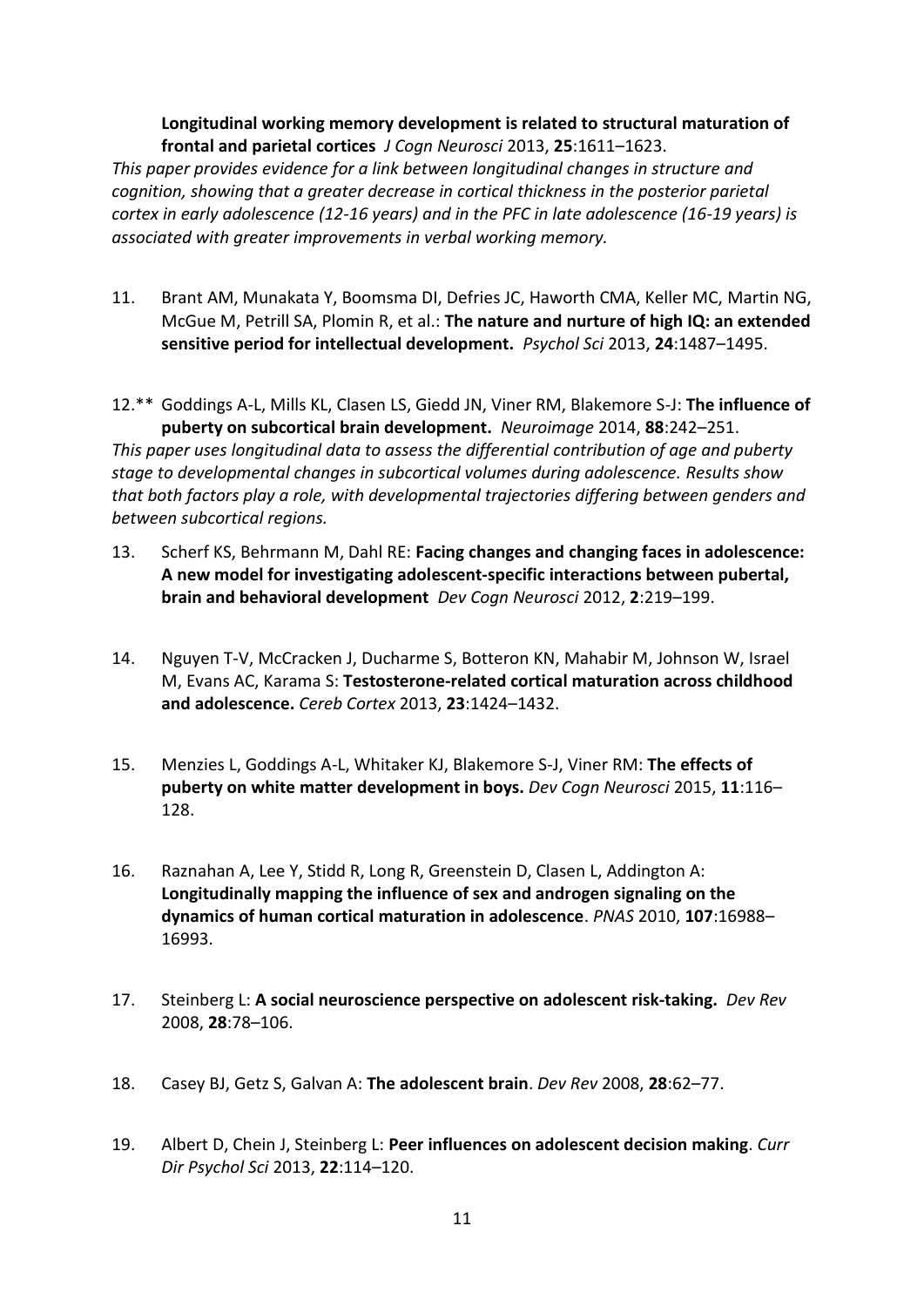**Longitudinal working memory development is related to structural maturation of frontal and parietal cortices** *J Cogn Neurosci* 2013, **25**:1611–1623.

*This paper provides evidence for a link between longitudinal changes in structure and cognition, showing that a greater decrease in cortical thickness in the posterior parietal cortex in early adolescence (12-16 years) and in the PFC in late adolescence (16-19 years) is associated with greater improvements in verbal working memory.*

11. Brant AM, Munakata Y, Boomsma DI, Defries JC, Haworth CMA, Keller MC, Martin NG, McGue M, Petrill SA, Plomin R, et al.: **The nature and nurture of high IQ: an extended sensitive period for intellectual development.** *Psychol Sci* 2013, **24**:1487–1495.

12.** Goddings A-L, Mills KL, Clasen LS, Giedd JN, Viner RM, Blakemore S-J: **The influence of puberty on subcortical brain development.** *Neuroimage* 2014, **88**:242–251.

*This paper uses longitudinal data to assess the differential contribution of age and puberty stage to developmental changes in subcortical volumes during adolescence. Results show that both factors play a role, with developmental trajectories differing between genders and between subcortical regions.*

13. Scherf KS, Behrmann M, Dahl RE: **Facing changes and changing faces in adolescence: A new model for investigating adolescent-specific interactions between pubertal, brain and behavioral development** *Dev Cogn Neurosci* 2012, **2**:219–199.

14. Nguyen T-V, McCracken J, Ducharme S, Botteron KN, Mahabir M, Johnson W, Israel M, Evans AC, Karama S: **Testosterone-related cortical maturation across childhood and adolescence.** *Cereb Cortex* 2013, **23**:1424–1432.

15. Menzies L, Goddings A-L, Whitaker KJ, Blakemore S-J, Viner RM: **The effects of puberty on white matter development in boys.** *Dev Cogn Neurosci* 2015, **11**:116–128.

16. Raznahan A, Lee Y, Stidd R, Long R, Greenstein D, Clasen L, Addington A: **Longitudinally mapping the influence of sex and androgen signaling on the dynamics of human cortical maturation in adolescence**. *PNAS* 2010, **107**:16988–16993.

17. Steinberg L: **A social neuroscience perspective on adolescent risk-taking.** *Dev Rev* 2008, **28**:78–106.

18. Casey BJ, Getz S, Galvan A: **The adolescent brain**. *Dev Rev* 2008, **28**:62–77.

19. Albert D, Chein J, Steinberg L: **Peer influences on adolescent decision making**. *Curr Dir Psychol Sci* 2013, **22**:114–120.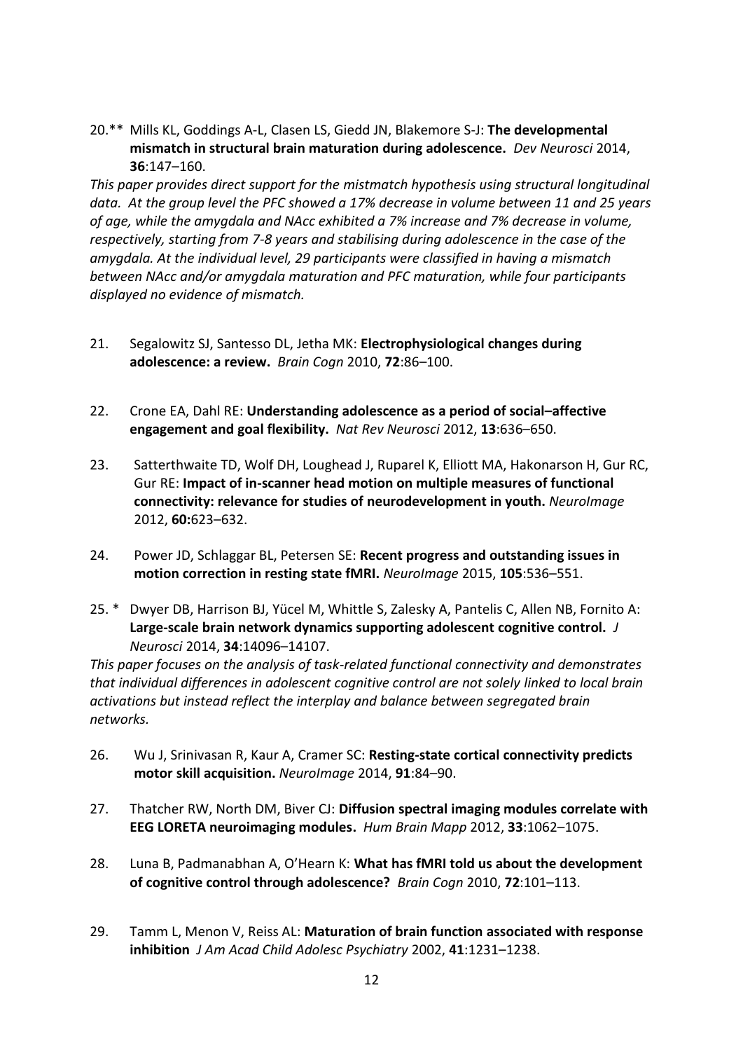20.** Mills KL, Goddings A-L, Clasen LS, Giedd JN, Blakemore S-J: **The developmental mismatch in structural brain maturation during adolescence.** *Dev Neurosci* 2014, **36**:147–160.

*This paper provides direct support for the mismatch hypothesis using structural longitudinal data. At the group level the PFC showed a 17% decrease in volume between 11 and 25 years of age, while the amygdala and NAcc exhibited a 7% increase and 7% decrease in volume, respectively, starting from 7-8 years and stabilising during adolescence in the case of the amygdala. At the individual level, 29 participants were classified in having a mismatch between NAcc and/or amygdala maturation and PFC maturation, while four participants displayed no evidence of mismatch.*

21. Segalowitz SJ, Santesso DL, Jetha MK: **Electrophysiological changes during adolescence: a review.** *Brain Cogn* 2010, **72**:86–100.

22. Crone EA, Dahl RE: **Understanding adolescence as a period of social–affective engagement and goal flexibility.** *Nat Rev Neurosci* 2012, **13**:636–650.

23. Satterthwaite TD, Wolf DH, Loughead J, Ruparel K, Elliott MA, Hakonarson H, Gur RC, Gur RE: **Impact of in-scanner head motion on multiple measures of functional connectivity: relevance for studies of neurodevelopment in youth.** *NeuroImage* 2012, **60:**623–632.

24. Power JD, Schlaggar BL, Petersen SE: **Recent progress and outstanding issues in motion correction in resting state fMRI.** *NeuroImage* 2015, **105**:536–551.

25. * Dwyer DB, Harrison BJ, Yücel M, Whittle S, Zalesky A, Pantelis C, Allen NB, Fornito A: **Large-scale brain network dynamics supporting adolescent cognitive control.** *J Neurosci* 2014, **34**:14096–14107.

*This paper focuses on the analysis of task-related functional connectivity and demonstrates that individual differences in adolescent cognitive control are not solely linked to local brain activations but instead reflect the interplay and balance between segregated brain networks.*

26. Wu J, Srinivasan R, Kaur A, Cramer SC: **Resting-state cortical connectivity predicts motor skill acquisition.** *NeuroImage* 2014, **91**:84–90.

27. Thatcher RW, North DM, Biver CJ: **Diffusion spectral imaging modules correlate with EEG LORETA neuroimaging modules.** *Hum Brain Mapp* 2012, **33**:1062–1075.

28. Luna B, Padmanabhan A, O'Hearn K: **What has fMRI told us about the development of cognitive control through adolescence?** *Brain Cogn* 2010, **72**:101–113.

29. Tamm L, Menon V, Reiss AL: **Maturation of brain function associated with response inhibition** *J Am Acad Child Adolesc Psychiatry* 2002, **41**:1231–1238.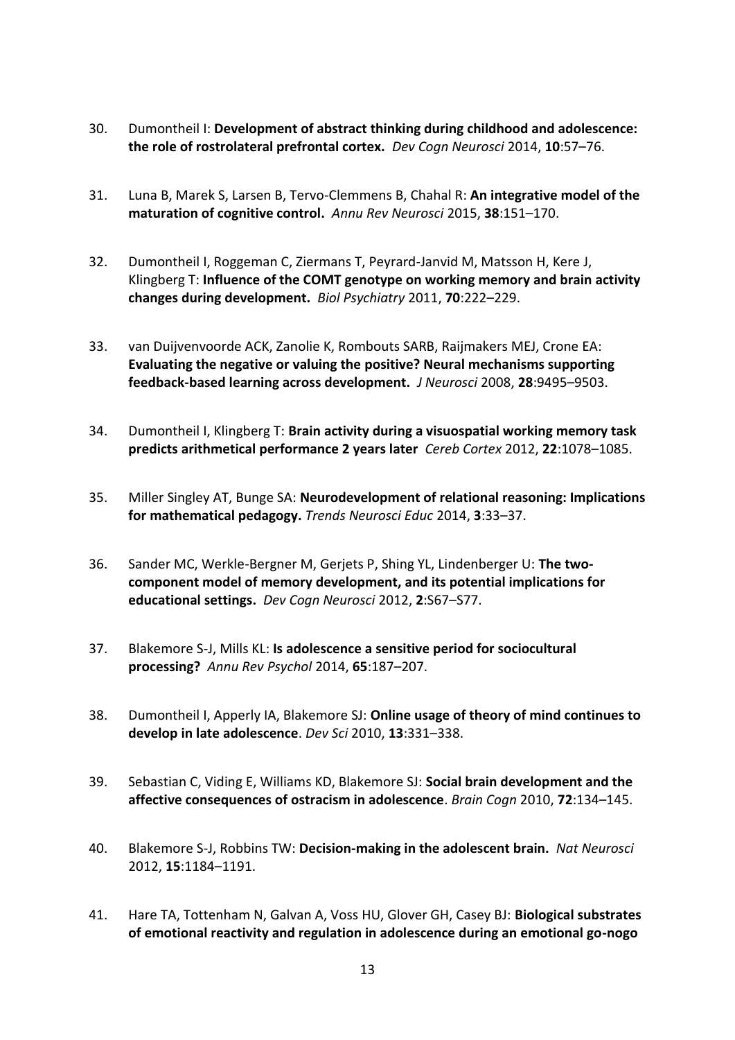30. Dumontheil I: **Development of abstract thinking during childhood and adolescence: the role of rostrolateral prefrontal cortex.** *Dev Cogn Neurosci* 2014, **10**:57–76.

31. Luna B, Marek S, Larsen B, Tervo-Clemmens B, Chahal R: **An integrative model of the maturation of cognitive control.** *Annu Rev Neurosci* 2015, **38**:151–170.

32. Dumontheil I, Roggeman C, Ziermans T, Peyrard-Janvid M, Matsson H, Kere J, Klingberg T: **Influence of the COMT genotype on working memory and brain activity changes during development.** *Biol Psychiatry* 2011, **70**:222–229.

33. van Duijvenvoorde ACK, Zanolie K, Rombouts SARB, Raijmakers MEJ, Crone EA: **Evaluating the negative or valuing the positive? Neural mechanisms supporting feedback-based learning across development.** *J Neurosci* 2008, **28**:9495–9503.

34. Dumontheil I, Klingberg T: **Brain activity during a visuospatial working memory task predicts arithmetical performance 2 years later** *Cereb Cortex* 2012, **22**:1078–1085.

35. Miller Singley AT, Bunge SA: **Neurodevelopment of relational reasoning: Implications for mathematical pedagogy.** *Trends Neurosci Educ* 2014, **3**:33–37.

36. Sander MC, Werkle-Bergner M, Gerjets P, Shing YL, Lindenberger U: **The two-component model of memory development, and its potential implications for educational settings.** *Dev Cogn Neurosci* 2012, **2**:S67–S77.

37. Blakemore S-J, Mills KL: **Is adolescence a sensitive period for sociocultural processing?** *Annu Rev Psychol* 2014, **65**:187–207.

38. Dumontheil I, Apperly IA, Blakemore SJ: **Online usage of theory of mind continues to develop in late adolescence**. *Dev Sci* 2010, **13**:331–338.

39. Sebastian C, Viding E, Williams KD, Blakemore SJ: **Social brain development and the affective consequences of ostracism in adolescence**. *Brain Cogn* 2010, **72**:134–145.

40. Blakemore S-J, Robbins TW: **Decision-making in the adolescent brain.** *Nat Neurosci* 2012, **15**:1184–1191.

41. Hare TA, Tottenham N, Galvan A, Voss HU, Glover GH, Casey BJ: **Biological substrates of emotional reactivity and regulation in adolescence during an emotional go-nogo**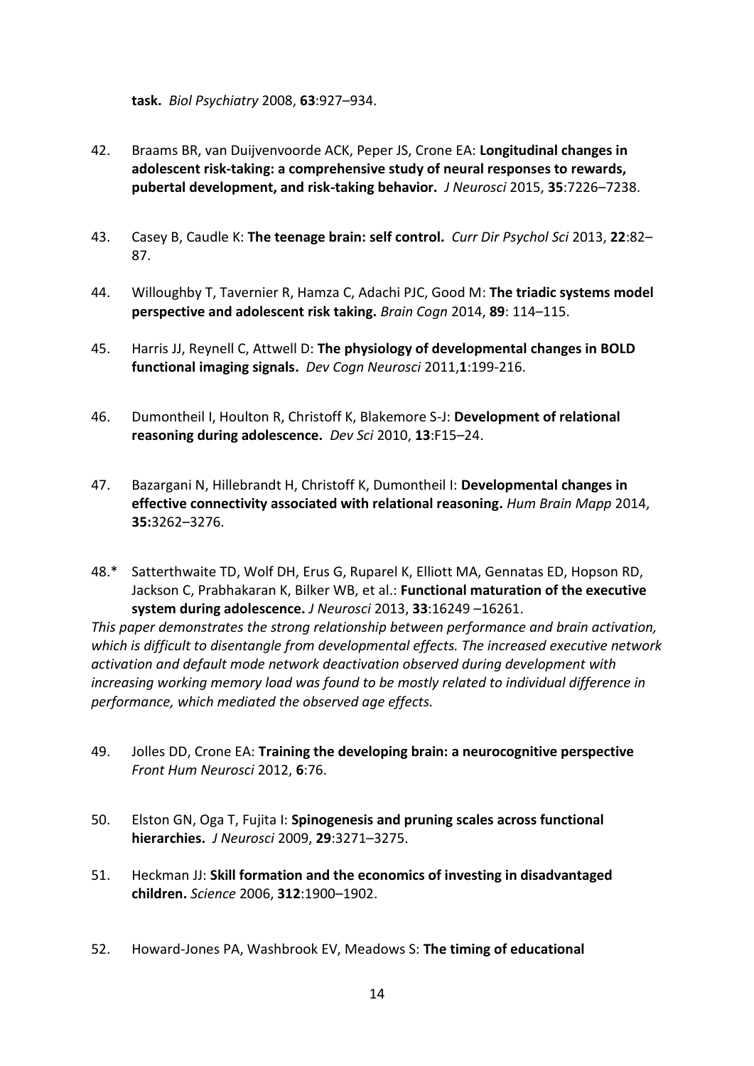**task.** *Biol Psychiatry* 2008, **63**:927–934.

42. Braams BR, van Duijvenvoorde ACK, Peper JS, Crone EA: **Longitudinal changes in adolescent risk-taking: a comprehensive study of neural responses to rewards, pubertal development, and risk-taking behavior.** *J Neurosci* 2015, **35**:7226–7238.

43. Casey B, Caudle K: **The teenage brain: self control.** *Curr Dir Psychol Sci* 2013, **22**:82–87.

44. Willoughby T, Tavernier R, Hamza C, Adachi PJC, Good M: **The triadic systems model perspective and adolescent risk taking.** *Brain Cogn* 2014, **89**: 114–115.

45. Harris JJ, Reynell C, Attwell D: **The physiology of developmental changes in BOLD functional imaging signals.** *Dev Cogn Neurosci* 2011,**1**:199-216.

46. Dumontheil I, Houlton R, Christoff K, Blakemore S-J: **Development of relational reasoning during adolescence.** *Dev Sci* 2010, **13**:F15–24.

47. Bazargani N, Hillebrandt H, Christoff K, Dumontheil I: **Developmental changes in effective connectivity associated with relational reasoning.** *Hum Brain Mapp* 2014, **35:**3262–3276.

48.* Satterthwaite TD, Wolf DH, Erus G, Ruparel K, Elliott MA, Gennatas ED, Hopson RD, Jackson C, Prabhakaran K, Bilker WB, et al.: **Functional maturation of the executive system during adolescence.** *J Neurosci* 2013, **33**:16249 –16261.

*This paper demonstrates the strong relationship between performance and brain activation, which is difficult to disentangle from developmental effects. The increased executive network activation and default mode network deactivation observed during development with increasing working memory load was found to be mostly related to individual difference in performance, which mediated the observed age effects.*

49. Jolles DD, Crone EA: **Training the developing brain: a neurocognitive perspective** *Front Hum Neurosci* 2012, **6**:76.

50. Elston GN, Oga T, Fujita I: **Spinogenesis and pruning scales across functional hierarchies.** *J Neurosci* 2009, **29**:3271–3275.

51. Heckman JJ: **Skill formation and the economics of investing in disadvantaged children.** *Science* 2006, **312**:1900–1902.

52. Howard-Jones PA, Washbrook EV, Meadows S: **The timing of educational**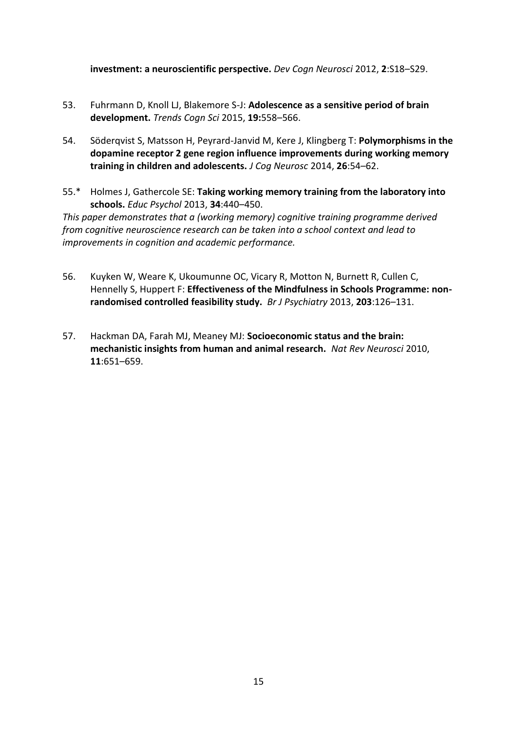**investment: a neuroscientific perspective.** *Dev Cogn Neurosci* 2012, **2**:S18–S29.

53. Fuhrmann D, Knoll LJ, Blakemore S-J: **Adolescence as a sensitive period of brain development.** *Trends Cogn Sci* 2015, **19:**558–566.

54. Söderqvist S, Matsson H, Peyrard-Janvid M, Kere J, Klingberg T: **Polymorphisms in the dopamine receptor 2 gene region influence improvements during working memory training in children and adolescents.** *J Cog Neurosc* 2014, **26**:54–62.

55.* Holmes J, Gathercole SE: **Taking working memory training from the laboratory into schools.** *Educ Psychol* 2013, **34**:440–450.

*This paper demonstrates that a (working memory) cognitive training programme derived from cognitive neuroscience research can be taken into a school context and lead to improvements in cognition and academic performance.*

56. Kuyken W, Weare K, Ukoumunne OC, Vicary R, Motton N, Burnett R, Cullen C, Hennelly S, Huppert F: **Effectiveness of the Mindfulness in Schools Programme: non-randomised controlled feasibility study.** *Br J Psychiatry* 2013, **203**:126–131.

57. Hackman DA, Farah MJ, Meaney MJ: **Socioeconomic status and the brain: mechanistic insights from human and animal research.** *Nat Rev Neurosci* 2010, **11**:651–659.